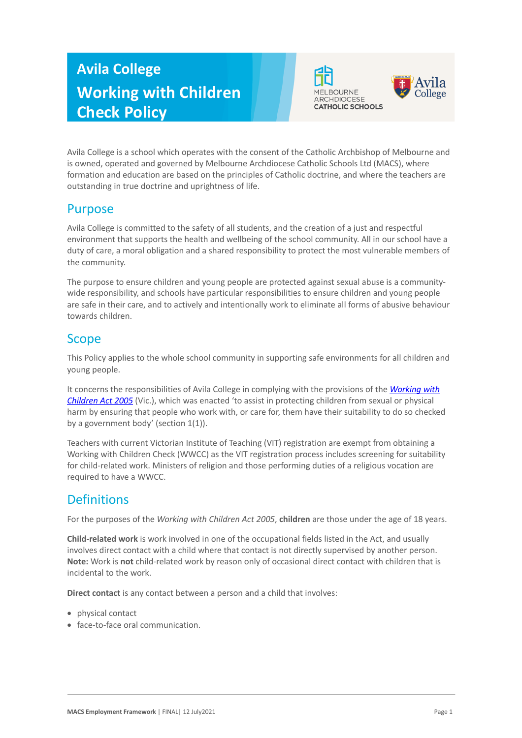# Avila College Working with Children Check Policy

Avila College is a school which operates with the consent of the Catholic Archbishop of Melbourne and is owned, operated and governed by Melbourne Archdiocese Catholic Schools Ltd (MACS), where formation and education are based on the principles of Catholic doctrine, and where the teachers are outstanding in true doctrine and uprightness of life.

## Purpose

Avila College is committed to the safety of all students, and the creation of a just and respectful environment that supports the health and wellbeing of the school community. All in our school have a duty of care, a moral obligation and a shared responsibility to protect the most vulnerable members of the community.

The purpose to ensure children and young people are protected against sexual abuse is a community-wide responsibility, and schools have particular responsibilities to ensure children and young people are safe in their care, and to actively and intentionally work to eliminate all forms of abusive behaviour towards children.

## Scope

This Policy applies to the whole school community in supporting safe environments for all children and young people.

It concerns the responsibilities of Avila College in complying with the provisions of the *Working with Children Act 2005* (Vic.), which was enacted 'to assist in protecting children from sexual or physical harm by ensuring that people who work with, or care for, them have their suitability to do so checked by a government body' (section 1(1)).

Teachers with current Victorian Institute of Teaching (VIT) registration are exempt from obtaining a Working with Children Check (WWCC) as the VIT registration process includes screening for suitability for child-related work. Ministers of religion and those performing duties of a religious vocation are required to have a WWCC.

## Definitions

For the purposes of the *Working with Children Act 2005*, **children** are those under the age of 18 years.

**Child-related work** is work involved in one of the occupational fields listed in the Act, and usually involves direct contact with a child where that contact is not directly supervised by another person. **Note:** Work is **not** child-related work by reason only of occasional direct contact with children that is incidental to the work.

**Direct contact** is any contact between a person and a child that involves:

- physical contact
- face-to-face oral communication.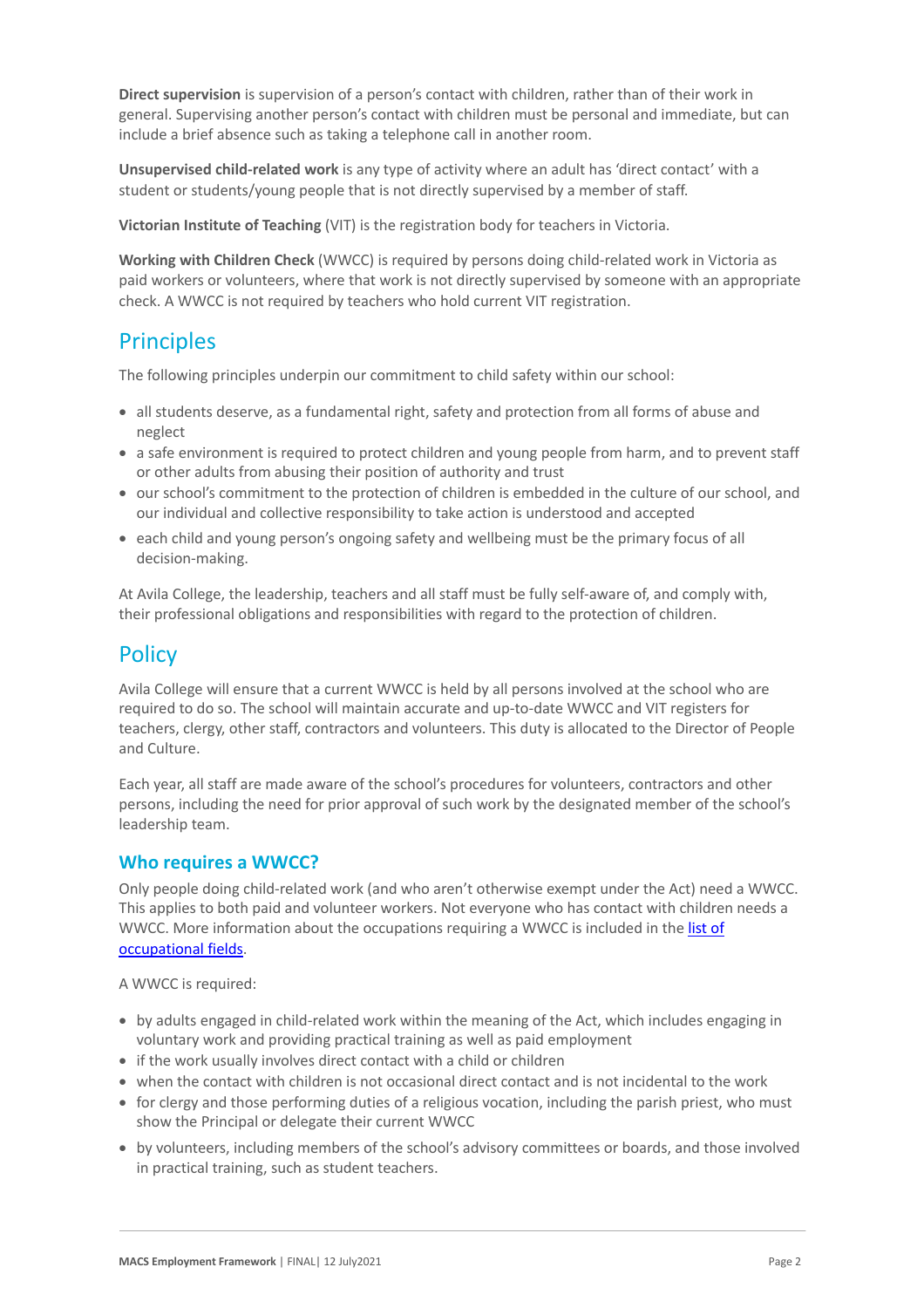**Direct supervision** is supervision of a person's contact with children, rather than of their work in general. Supervising another person's contact with children must be personal and immediate, but can include a brief absence such as taking a telephone call in another room.

**Unsupervised child-related work** is any type of activity where an adult has 'direct contact' with a student or students/young people that is not directly supervised by a member of staff.

**Victorian Institute of Teaching** (VIT) is the registration body for teachers in Victoria.

**Working with Children Check** (WWCC) is required by persons doing child-related work in Victoria as paid workers or volunteers, where that work is not directly supervised by someone with an appropriate check. A WWCC is not required by teachers who hold current VIT registration.

## Principles

The following principles underpin our commitment to child safety within our school:

- all students deserve, as a fundamental right, safety and protection from all forms of abuse and neglect
- a safe environment is required to protect children and young people from harm, and to prevent staff or other adults from abusing their position of authority and trust
- our school's commitment to the protection of children is embedded in the culture of our school, and our individual and collective responsibility to take action is understood and accepted
- each child and young person's ongoing safety and wellbeing must be the primary focus of all decision-making.

At Avila College, the leadership, teachers and all staff must be fully self-aware of, and comply with, their professional obligations and responsibilities with regard to the protection of children.

## Policy

Avila College will ensure that a current WWCC is held by all persons involved at the school who are required to do so. The school will maintain accurate and up-to-date WWCC and VIT registers for teachers, clergy, other staff, contractors and volunteers. This duty is allocated to the Director of People and Culture.

Each year, all staff are made aware of the school's procedures for volunteers, contractors and other persons, including the need for prior approval of such work by the designated member of the school's leadership team.

### Who requires a WWCC?

Only people doing child-related work (and who aren't otherwise exempt under the Act) need a WWCC. This applies to both paid and volunteer workers. Not everyone who has contact with children needs a WWCC. More information about the occupations requiring a WWCC is included in the [list of occupational fields](list of occupational fields).

A WWCC is required:

- by adults engaged in child-related work within the meaning of the Act, which includes engaging in voluntary work and providing practical training as well as paid employment
- if the work usually involves direct contact with a child or children
- when the contact with children is not occasional direct contact and is not incidental to the work
- for clergy and those performing duties of a religious vocation, including the parish priest, who must show the Principal or delegate their current WWCC
- by volunteers, including members of the school's advisory committees or boards, and those involved in practical training, such as student teachers.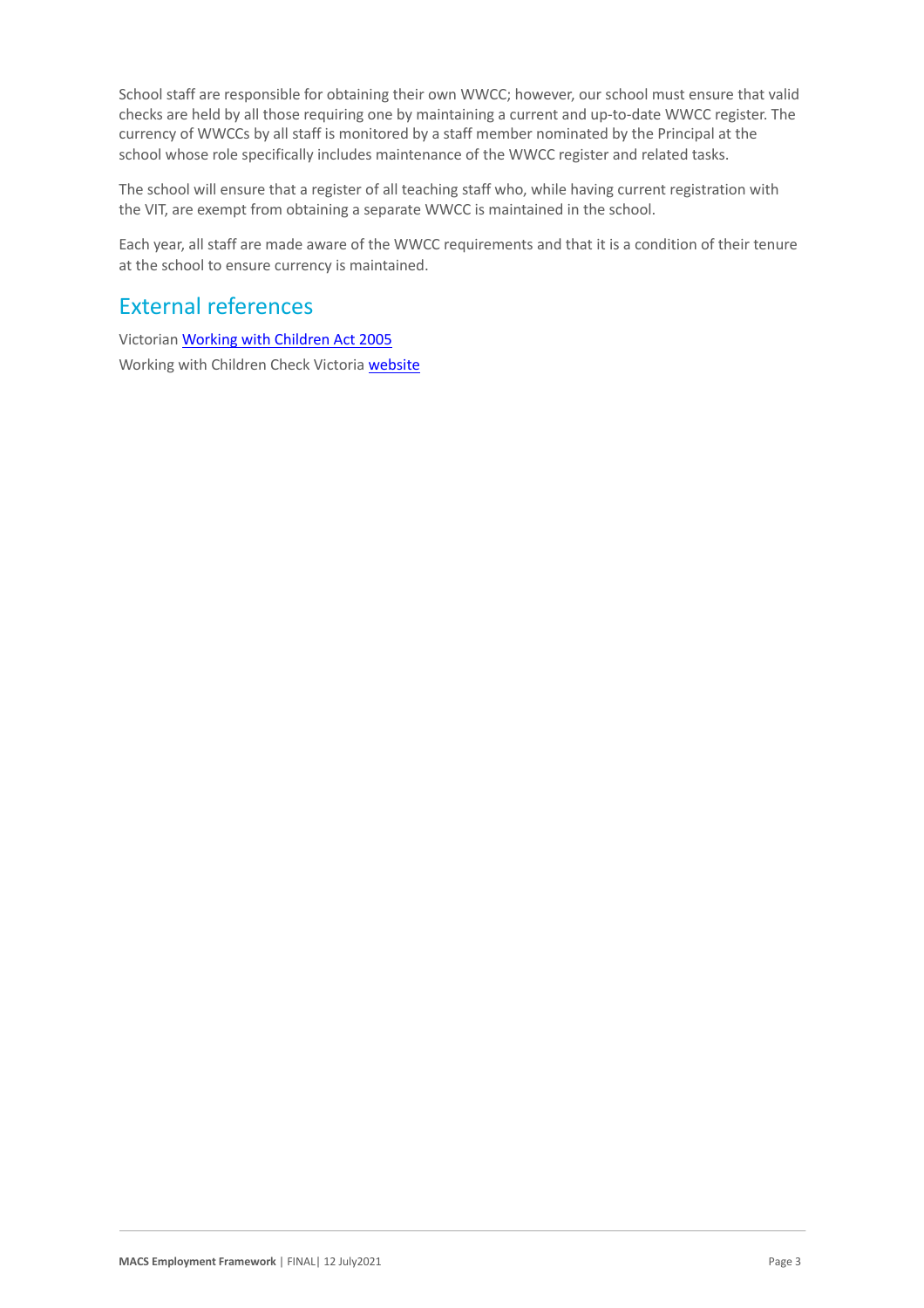School staff are responsible for obtaining their own WWCC; however, our school must ensure that valid checks are held by all those requiring one by maintaining a current and up-to-date WWCC register. The currency of WWCCs by all staff is monitored by a staff member nominated by the Principal at the school whose role specifically includes maintenance of the WWCC register and related tasks.

The school will ensure that a register of all teaching staff who, while having current registration with the VIT, are exempt from obtaining a separate WWCC is maintained in the school.

Each year, all staff are made aware of the WWCC requirements and that it is a condition of their tenure at the school to ensure currency is maintained.

## External references

Victorian Working with Children Act 2005

Working with Children Check Victoria website